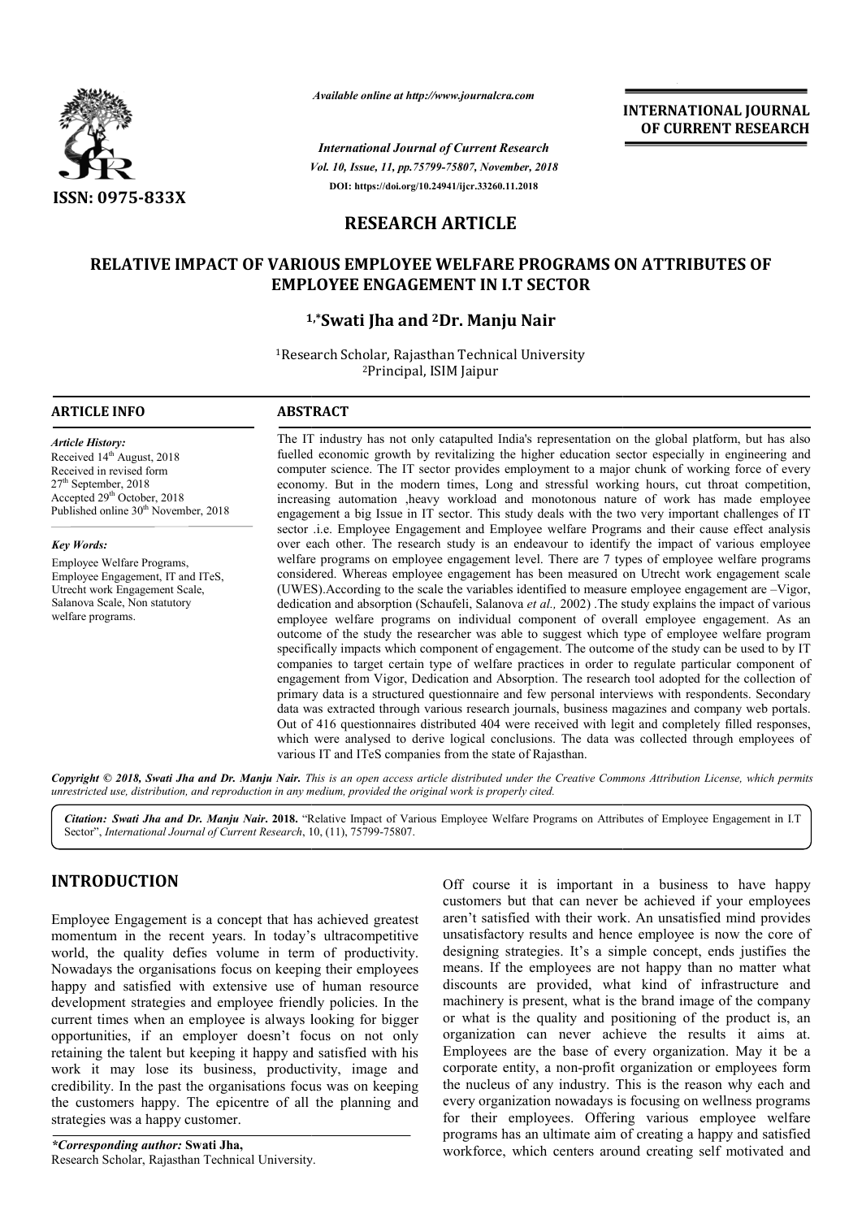*Available online at http://www.journalcra.com*

*International Journal of Current Research*
*Vol. 10, Issue, 11, pp.75799-75807, November, 2018*
**DOI: https://doi.org/10.24941/ijcr.33260.11.2018**

**INTERNATIONAL JOURNAL OF CURRENT RESEARCH**

**ISSN: 0975-833X**

## RESEARCH ARTICLE

# RELATIVE IMPACT OF VARIOUS EMPLOYEE WELFARE PROGRAMS ON ATTRIBUTES OF EMPLOYEE ENGAGEMENT IN I.T SECTOR

**[1,*]Swati Jha and [2]Dr. Manju Nair**

[1]Research Scholar, Rajasthan Technical University
[2]Principal, ISIM Jaipur

### ARTICLE INFO

*Article History:*
Received 14th August, 2018
Received in revised form 27th September, 2018
Accepted 29th October, 2018
Published online 30th November, 2018

*Key Words:*
Employee Welfare Programs, Employee Engagement, IT and ITeS, Utrecht work Engagement Scale, Salanova Scale, Non statutory welfare programs.

### ABSTRACT

The IT industry has not only catapulted India's representation on the global platform, but has also fuelled economic growth by revitalizing the higher education sector especially in engineering and computer science. The IT sector provides employment to a major chunk of working force of every economy. But in the modern times, Long and stressful working hours, cut throat competition, increasing automation ,heavy workload and monotonous nature of work has made employee engagement a big Issue in IT sector. This study deals with the two very important challenges of IT sector .i.e. Employee Engagement and Employee welfare Programs and their cause effect analysis over each other. The research study is an endeavour to identify the impact of various employee welfare programs on employee engagement level. There are 7 types of employee welfare programs considered. Whereas employee engagement has been measured on Utrecht work engagement scale (UWES).According to the scale the variables identified to measure employee engagement are –Vigor, dedication and absorption (Schaufeli, Salanova *et al.,* 2002) .The study explains the impact of various employee welfare programs on individual component of overall employee engagement. As an outcome of the study the researcher was able to suggest which type of employee welfare program specifically impacts which component of engagement. The outcome of the study can be used to by IT companies to target certain type of welfare practices in order to regulate particular component of engagement from Vigor, Dedication and Absorption. The research tool adopted for the collection of primary data is a structured questionnaire and few personal interviews with respondents. Secondary data was extracted through various research journals, business magazines and company web portals. Out of 416 questionnaires distributed 404 were received with legit and completely filled responses, which were analysed to derive logical conclusions. The data was collected through employees of various IT and ITeS companies from the state of Rajasthan.

*Copyright © 2018, Swati Jha and Dr. Manju Nair. This is an open access article distributed under the Creative Commons Attribution License, which permits unrestricted use, distribution, and reproduction in any medium, provided the original work is properly cited.*

***Citation: Swati Jha and Dr. Manju Nair.* 2018.** "Relative Impact of Various Employee Welfare Programs on Attributes of Employee Engagement in I.T Sector", *International Journal of Current Research*, 10, (11), 75799-75807.

## INTRODUCTION

Employee Engagement is a concept that has achieved greatest momentum in the recent years. In today's ultracompetitive world, the quality defies volume in term of productivity. Nowadays the organisations focus on keeping their employees happy and satisfied with extensive use of human resource development strategies and employee friendly policies. In the current times when an employee is always looking for bigger opportunities, if an employer doesn't focus on not only retaining the talent but keeping it happy and satisfied with his work it may lose its business, productivity, image and credibility. In the past the organisations focus was on keeping the customers happy. The epicentre of all the planning and strategies was a happy customer.

Off course it is important in a business to have happy customers but that can never be achieved if your employees aren't satisfied with their work. An unsatisfied mind provides unsatisfactory results and hence employee is now the core of designing strategies. It's a simple concept, ends justifies the means. If the employees are not happy than no matter what discounts are provided, what kind of infrastructure and machinery is present, what is the brand image of the company or what is the quality and positioning of the product is, an organization can never achieve the results it aims at. Employees are the base of every organization. May it be a corporate entity, a non-profit organization or employees form the nucleus of any industry. This is the reason why each and every organization nowadays is focusing on wellness programs for their employees. Offering various employee welfare programs has an ultimate aim of creating a happy and satisfied workforce, which centers around creating self motivated and

***Corresponding author:* Swati Jha,**
Research Scholar, Rajasthan Technical University.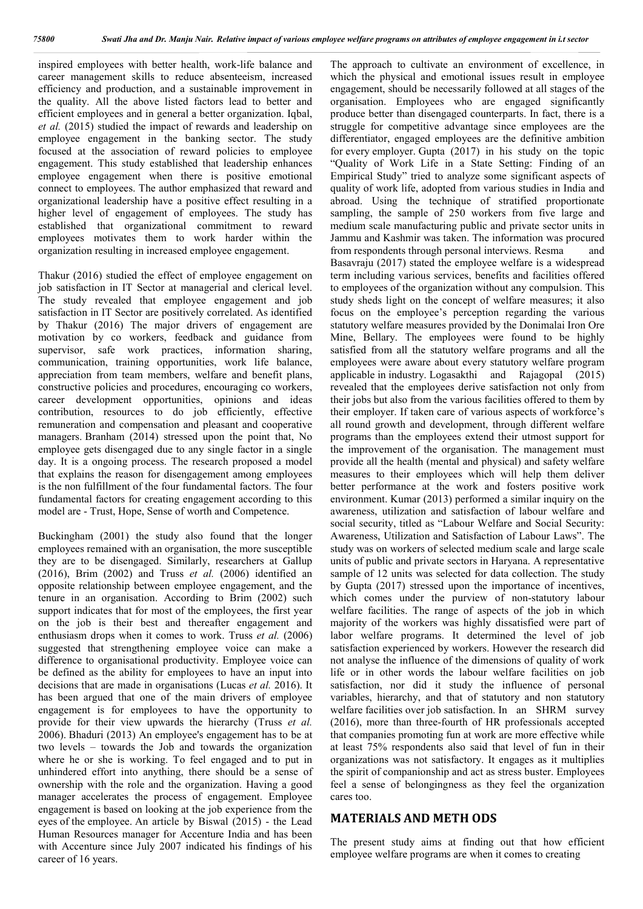inspired employees with better health, work-life balance and career management skills to reduce absenteeism, increased efficiency and production, and a sustainable improvement in the quality. All the above listed factors lead to better and efficient employees and in general a better organization. Iqbal, *et al.* (2015) studied the impact of rewards and leadership on employee engagement in the banking sector. The study focused at the association of reward policies to employee engagement. This study established that leadership enhances employee engagement when there is positive emotional connect to employees. The author emphasized that reward and organizational leadership have a positive effect resulting in a higher level of engagement of employees. The study has established that organizational commitment to reward employees motivates them to work harder within the organization resulting in increased employee engagement.

Thakur (2016) studied the effect of employee engagement on job satisfaction in IT Sector at managerial and clerical level. The study revealed that employee engagement and job satisfaction in IT Sector are positively correlated. As identified by Thakur (2016) The major drivers of engagement are motivation by co workers, feedback and guidance from supervisor, safe work practices, information sharing, communication, training opportunities, work life balance, appreciation from team members, welfare and benefit plans, constructive policies and procedures, encouraging co workers, career development opportunities, opinions and ideas contribution, resources to do job efficiently, effective remuneration and compensation and pleasant and cooperative managers. Branham (2014) stressed upon the point that, No employee gets disengaged due to any single factor in a single day. It is a ongoing process. The research proposed a model that explains the reason for disengagement among employees is the non fulfillment of the four fundamental factors. The four fundamental factors for creating engagement according to this model are - Trust, Hope, Sense of worth and Competence.

Buckingham (2001) the study also found that the longer employees remained with an organisation, the more susceptible they are to be disengaged. Similarly, researchers at Gallup (2016), Brim (2002) and Truss *et al.* (2006) identified an opposite relationship between employee engagement, and the tenure in an organisation. According to Brim (2002) such support indicates that for most of the employees, the first year on the job is their best and thereafter engagement and enthusiasm drops when it comes to work. Truss *et al.* (2006) suggested that strengthening employee voice can make a difference to organisational productivity. Employee voice can be defined as the ability for employees to have an input into decisions that are made in organisations (Lucas *et al.* 2016). It has been argued that one of the main drivers of employee engagement is for employees to have the opportunity to provide for their view upwards the hierarchy (Truss *et al.* 2006). Bhaduri (2013) An employee's engagement has to be at two levels – towards the Job and towards the organization where he or she is working. To feel engaged and to put in unhindered effort into anything, there should be a sense of ownership with the role and the organization. Having a good manager accelerates the process of engagement. Employee engagement is based on looking at the job experience from the eyes of the employee. An article by Biswal (2015) - the Lead Human Resources manager for Accenture India and has been with Accenture since July 2007 indicated his findings of his career of 16 years.

The approach to cultivate an environment of excellence, in which the physical and emotional issues result in employee engagement, should be necessarily followed at all stages of the organisation. Employees who are engaged significantly produce better than disengaged counterparts. In fact, there is a struggle for competitive advantage since employees are the differentiator, engaged employees are the definitive ambition for every employer. Gupta (2017) in his study on the topic "Quality of Work Life in a State Setting: Finding of an Empirical Study" tried to analyze some significant aspects of quality of work life, adopted from various studies in India and abroad. Using the technique of stratified proportionate sampling, the sample of 250 workers from five large and medium scale manufacturing public and private sector units in Jammu and Kashmir was taken. The information was procured from respondents through personal interviews. Resma and Basavraju (2017) stated the employee welfare is a widespread term including various services, benefits and facilities offered to employees of the organization without any compulsion. This study sheds light on the concept of welfare measures; it also focus on the employee's perception regarding the various statutory welfare measures provided by the Donimalai Iron Ore Mine, Bellary. The employees were found to be highly satisfied from all the statutory welfare programs and all the employees were aware about every statutory welfare program applicable in industry. Logasakthi and Rajagopal (2015) revealed that the employees derive satisfaction not only from their jobs but also from the various facilities offered to them by their employer. If taken care of various aspects of workforce's all round growth and development, through different welfare programs than the employees extend their utmost support for the improvement of the organisation. The management must provide all the health (mental and physical) and safety welfare measures to their employees which will help them deliver better performance at the work and fosters positive work environment. Kumar (2013) performed a similar inquiry on the awareness, utilization and satisfaction of labour welfare and social security, titled as "Labour Welfare and Social Security: Awareness, Utilization and Satisfaction of Labour Laws". The study was on workers of selected medium scale and large scale units of public and private sectors in Haryana. A representative sample of 12 units was selected for data collection. The study by Gupta (2017) stressed upon the importance of incentives, which comes under the purview of non-statutory labour welfare facilities. The range of aspects of the job in which majority of the workers was highly dissatisfied were part of labor welfare programs. It determined the level of job satisfaction experienced by workers. However the research did not analyse the influence of the dimensions of quality of work life or in other words the labour welfare facilities on job satisfaction, nor did it study the influence of personal variables, hierarchy, and that of statutory and non statutory welfare facilities over job satisfaction. In an SHRM survey (2016), more than three-fourth of HR professionals accepted that companies promoting fun at work are more effective while at least 75% respondents also said that level of fun in their organizations was not satisfactory. It engages as it multiplies the spirit of companionship and act as stress buster. Employees feel a sense of belongingness as they feel the organization cares too.

## MATERIALS AND METH ODS

The present study aims at finding out that how efficient employee welfare programs are when it comes to creating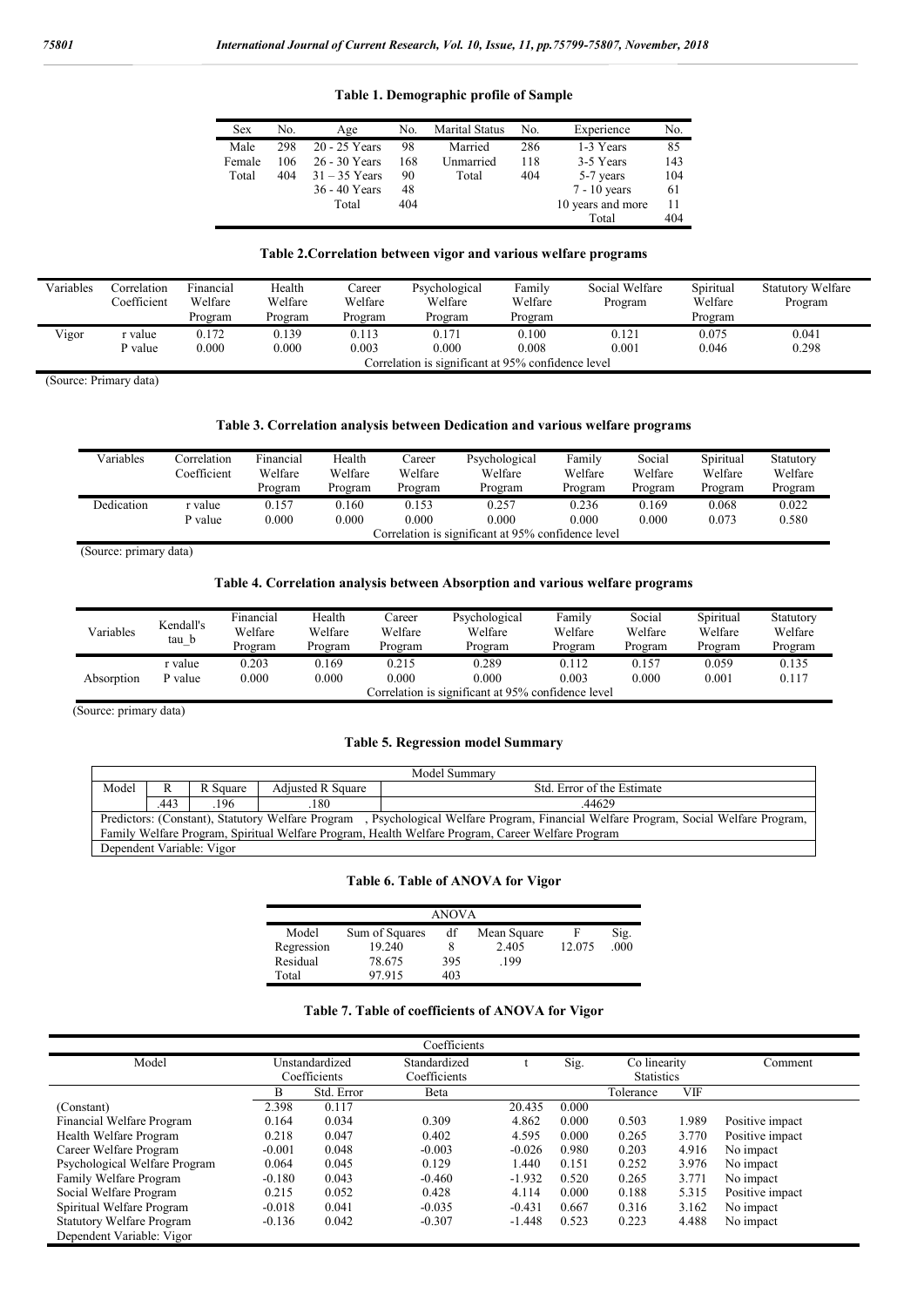**Table 1. Demographic profile of Sample**

| Sex | No. | Age | No. | Marital Status | No. | Experience | No. |
|---|---|---|---|---|---|---|---|
| Male | 298 | 20 - 25 Years | 98 | Married | 286 | 1-3 Years | 85 |
| Female | 106 | 26 - 30 Years | 168 | Unmarried | 118 | 3-5 Years | 143 |
| Total | 404 | 31 – 35 Years | 90 | Total | 404 | 5-7 years | 104 |
| | | 36 - 40 Years | 48 | | | 7 - 10 years | 61 |
| | | Total | 404 | | | 10 years and more | 11 |
| | | | | | | Total | 404 |

**Table 2.Correlation between vigor and various welfare programs**

| Variables | Correlation Coefficient | Financial Welfare Program | Health Welfare Program | Career Welfare Program | Psychological Welfare Program | Family Welfare Program | Social Welfare Program | Spiritual Welfare Program | Statutory Welfare Program |
|---|---|---|---|---|---|---|---|---|---|
| Vigor | r value | 0.172 | 0.139 | 0.113 | 0.171 | 0.100 | 0.121 | 0.075 | 0.041 |
| | P value | 0.000 | 0.000 | 0.003 | 0.000 | 0.008 | 0.001 | 0.046 | 0.298 |
| | | Correlation is significant at 95% confidence level | | | | | | | |

(Source: Primary data)

**Table 3. Correlation analysis between Dedication and various welfare programs**

| Variables | Correlation Coefficient | Financial Welfare Program | Health Welfare Program | Career Welfare Program | Psychological Welfare Program | Family Welfare Program | Social Welfare Program | Spiritual Welfare Program | Statutory Welfare Program |
|---|---|---|---|---|---|---|---|---|---|
| Dedication | r value | 0.157 | 0.160 | 0.153 | 0.257 | 0.236 | 0.169 | 0.068 | 0.022 |
| | P value | 0.000 | 0.000 | 0.000 | 0.000 | 0.000 | 0.000 | 0.073 | 0.580 |
| | | Correlation is significant at 95% confidence level | | | | | | | |

(Source: primary data)

**Table 4. Correlation analysis between Absorption and various welfare programs**

| Variables | Kendall's tau_b | Financial Welfare Program | Health Welfare Program | Career Welfare Program | Psychological Welfare Program | Family Welfare Program | Social Welfare Program | Spiritual Welfare Program | Statutory Welfare Program |
|---|---|---|---|---|---|---|---|---|---|
| Absorption | r value | 0.203 | 0.169 | 0.215 | 0.289 | 0.112 | 0.157 | 0.059 | 0.135 |
| | P value | 0.000 | 0.000 | 0.000 | 0.000 | 0.003 | 0.000 | 0.001 | 0.117 |
| | | Correlation is significant at 95% confidence level | | | | | | | |

(Source: primary data)

**Table 5. Regression model Summary**

| Model Summary | | | | |
|---|---|---|---|---|
| Model | R | R Square | Adjusted R Square | Std. Error of the Estimate |
| | .443 | .196 | .180 | .44629 |
| Predictors: (Constant), Statutory Welfare Program , Psychological Welfare Program, Financial Welfare Program, Social Welfare Program, Family Welfare Program, Spiritual Welfare Program, Health Welfare Program, Career Welfare Program | | | | |
| Dependent Variable: Vigor | | | | |

**Table 6. Table of ANOVA for Vigor**

| Model | Sum of Squares | df | Mean Square | F | Sig. |
|---|---|---|---|---|---|
| Regression | 19.240 | 8 | 2.405 | 12.075 | .000 |
| Residual | 78.675 | 395 | .199 | | |
| Total | 97.915 | 403 | | | |

**Table 7. Table of coefficients of ANOVA for Vigor**

| Model | Unstandardized Coefficients | | Standardized Coefficients | t | Sig. | Co linearity Statistics | | Comment |
|---|---|---|---|---|---|---|---|---|
| | B | Std. Error | Beta | | | Tolerance | VIF | |
| (Constant) | 2.398 | 0.117 | | 20.435 | 0.000 | | | |
| Financial Welfare Program | 0.164 | 0.034 | 0.309 | 4.862 | 0.000 | 0.503 | 1.989 | Positive impact |
| Health Welfare Program | 0.218 | 0.047 | 0.402 | 4.595 | 0.000 | 0.265 | 3.770 | Positive impact |
| Career Welfare Program | -0.001 | 0.048 | -0.003 | -0.026 | 0.980 | 0.203 | 4.916 | No impact |
| Psychological Welfare Program | 0.064 | 0.045 | 0.129 | 1.440 | 0.151 | 0.252 | 3.976 | No impact |
| Family Welfare Program | -0.180 | 0.043 | -0.460 | -1.932 | 0.520 | 0.265 | 3.771 | No impact |
| Social Welfare Program | 0.215 | 0.052 | 0.428 | 4.114 | 0.000 | 0.188 | 5.315 | Positive impact |
| Spiritual Welfare Program | -0.018 | 0.041 | -0.035 | -0.431 | 0.667 | 0.316 | 3.162 | No impact |
| Statutory Welfare Program | -0.136 | 0.042 | -0.307 | -1.448 | 0.523 | 0.223 | 4.488 | No impact |
| Dependent Variable: Vigor | | | | | | | | |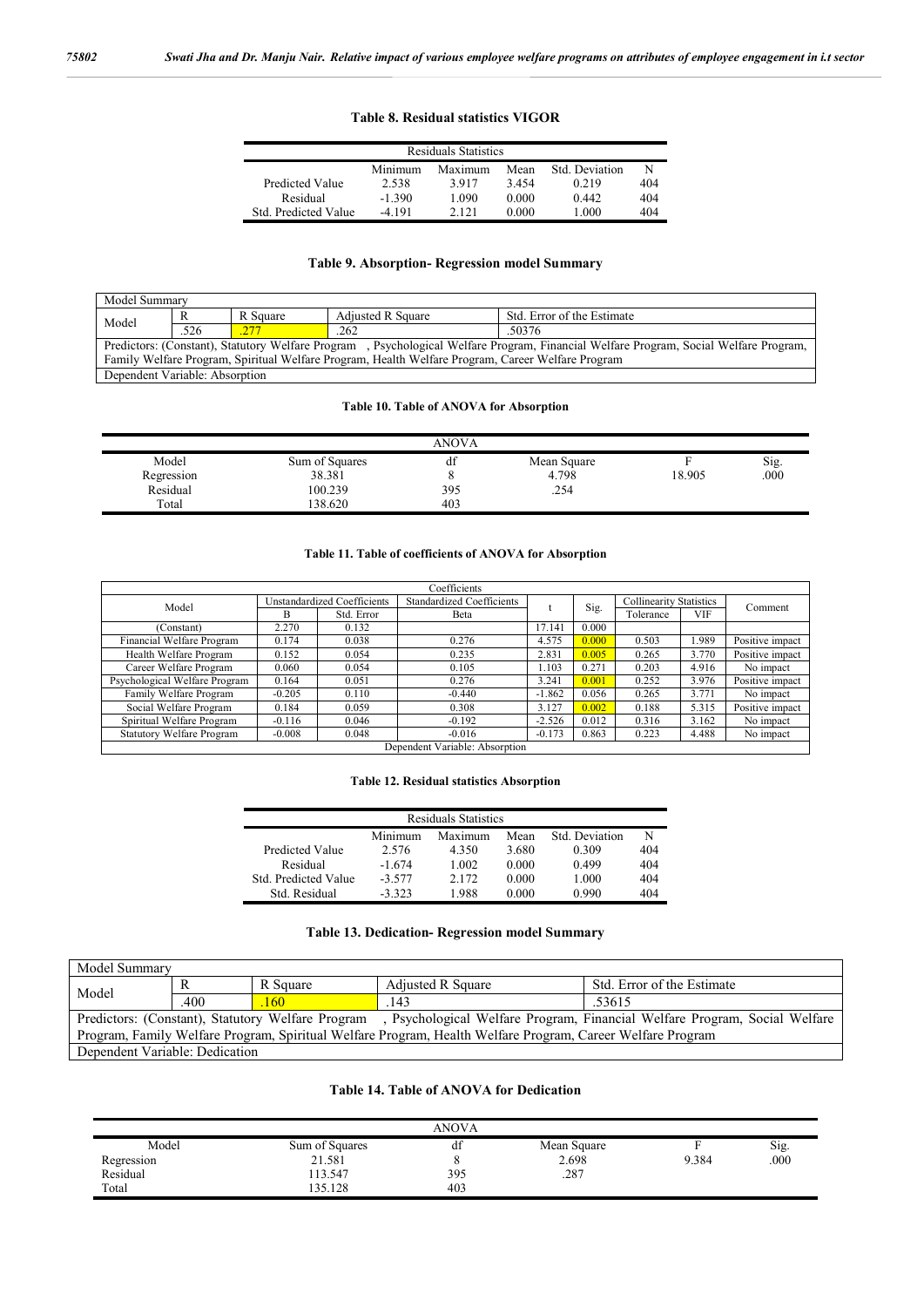### Table 8. Residual statistics VIGOR

| Residuals Statistics | | | | | |
|---|---|---|---|---|---|
| | Minimum | Maximum | Mean | Std. Deviation | N |
| Predicted Value | 2.538 | 3.917 | 3.454 | 0.219 | 404 |
| Residual | -1.390 | 1.090 | 0.000 | 0.442 | 404 |
| Std. Predicted Value | -4.191 | 2.121 | 0.000 | 1.000 | 404 |

### Table 9. Absorption- Regression model Summary

| Model Summary | | | | |
|---|---|---|---|---|
| Model | R | R Square | Adjusted R Square | Std. Error of the Estimate |
| | .526 | .277 | .262 | .50376 |
| Predictors: (Constant), Statutory Welfare Program , Psychological Welfare Program, Financial Welfare Program, Social Welfare Program, Family Welfare Program, Spiritual Welfare Program, Health Welfare Program, Career Welfare Program | | | | |
| Dependent Variable: Absorption | | | | |

### Table 10. Table of ANOVA for Absorption

| ANOVA | | | | | |
|---|---|---|---|---|---|
| Model | Sum of Squares | df | Mean Square | F | Sig. |
| Regression | 38.381 | 8 | 4.798 | 18.905 | .000 |
| Residual | 100.239 | 395 | .254 | | |
| Total | 138.620 | 403 | | | |

### Table 11. Table of coefficients of ANOVA for Absorption

| Coefficients | | | | | | | | |
|---|---|---|---|---|---|---|---|---|
| Model | Unstandardized Coefficients | | Standardized Coefficients | t | Sig. | Collinearity Statistics | | Comment |
| | B | Std. Error | Beta | | | Tolerance | VIF | |
| (Constant) | 2.270 | 0.132 | | 17.141 | 0.000 | | | |
| Financial Welfare Program | 0.174 | 0.038 | 0.276 | 4.575 | 0.000 | 0.503 | 1.989 | Positive impact |
| Health Welfare Program | 0.152 | 0.054 | 0.235 | 2.831 | 0.005 | 0.265 | 3.770 | Positive impact |
| Career Welfare Program | 0.060 | 0.054 | 0.105 | 1.103 | 0.271 | 0.203 | 4.916 | No impact |
| Psychological Welfare Program | 0.164 | 0.051 | 0.276 | 3.241 | 0.001 | 0.252 | 3.976 | Positive impact |
| Family Welfare Program | -0.205 | 0.110 | -0.440 | -1.862 | 0.056 | 0.265 | 3.771 | No impact |
| Social Welfare Program | 0.184 | 0.059 | 0.308 | 3.127 | 0.002 | 0.188 | 5.315 | Positive impact |
| Spiritual Welfare Program | -0.116 | 0.046 | -0.192 | -2.526 | 0.012 | 0.316 | 3.162 | No impact |
| Statutory Welfare Program | -0.008 | 0.048 | -0.016 | -0.173 | 0.863 | 0.223 | 4.488 | No impact |
| Dependent Variable: Absorption | | | | | | | | |

### Table 12. Residual statistics Absorption

| Residuals Statistics | | | | | |
|---|---|---|---|---|---|
| | Minimum | Maximum | Mean | Std. Deviation | N |
| Predicted Value | 2.576 | 4.350 | 3.680 | 0.309 | 404 |
| Residual | -1.674 | 1.002 | 0.000 | 0.499 | 404 |
| Std. Predicted Value | -3.577 | 2.172 | 0.000 | 1.000 | 404 |
| Std. Residual | -3.323 | 1.988 | 0.000 | 0.990 | 404 |

### Table 13. Dedication- Regression model Summary

| Model Summary | | | | |
|---|---|---|---|---|
| Model | R | R Square | Adjusted R Square | Std. Error of the Estimate |
| | .400 | .160 | .143 | .53615 |
| Predictors: (Constant), Statutory Welfare Program , Psychological Welfare Program, Financial Welfare Program, Social Welfare Program, Family Welfare Program, Spiritual Welfare Program, Health Welfare Program, Career Welfare Program | | | | |
| Dependent Variable: Dedication | | | | |

### Table 14. Table of ANOVA for Dedication

| ANOVA | | | | | |
|---|---|---|---|---|---|
| Model | Sum of Squares | df | Mean Square | F | Sig. |
| Regression | 21.581 | 8 | 2.698 | 9.384 | .000 |
| Residual | 113.547 | 395 | .287 | | |
| Total | 135.128 | 403 | | | |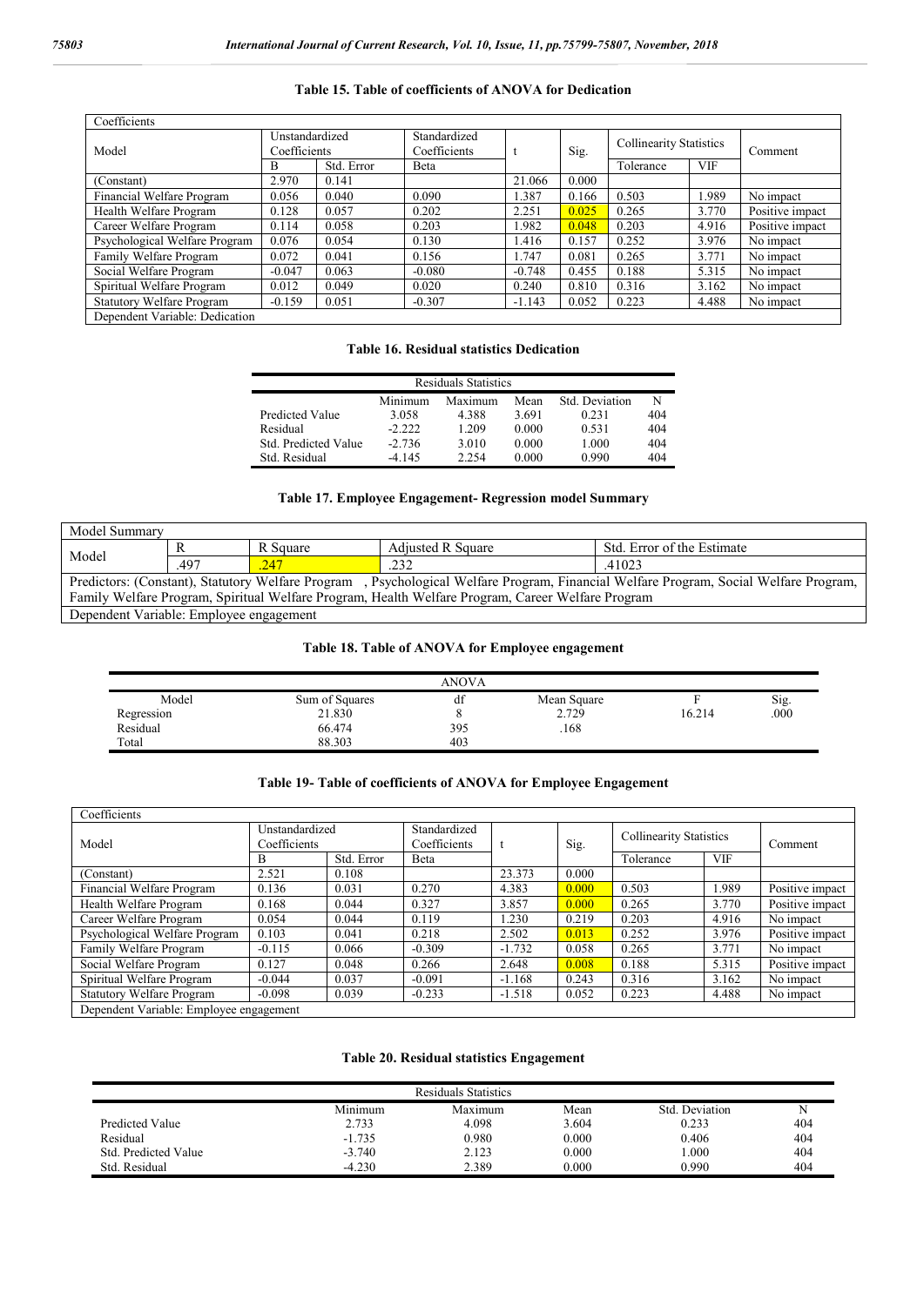### Table 15. Table of coefficients of ANOVA for Dedication

| Coefficients | | | | | | | | |
|---|---|---|---|---|---|---|---|---|
| Model | Unstandardized Coefficients | | Standardized Coefficients | t | Sig. | Collinearity Statistics | | Comment |
| | B | Std. Error | Beta | | | Tolerance | VIF | |
| (Constant) | 2.970 | 0.141 | | 21.066 | 0.000 | | | |
| Financial Welfare Program | 0.056 | 0.040 | 0.090 | 1.387 | 0.166 | 0.503 | 1.989 | No impact |
| Health Welfare Program | 0.128 | 0.057 | 0.202 | 2.251 | 0.025 | 0.265 | 3.770 | Positive impact |
| Career Welfare Program | 0.114 | 0.058 | 0.203 | 1.982 | 0.048 | 0.203 | 4.916 | Positive impact |
| Psychological Welfare Program | 0.076 | 0.054 | 0.130 | 1.416 | 0.157 | 0.252 | 3.976 | No impact |
| Family Welfare Program | 0.072 | 0.041 | 0.156 | 1.747 | 0.081 | 0.265 | 3.771 | No impact |
| Social Welfare Program | -0.047 | 0.063 | -0.080 | -0.748 | 0.455 | 0.188 | 5.315 | No impact |
| Spiritual Welfare Program | 0.012 | 0.049 | 0.020 | 0.240 | 0.810 | 0.316 | 3.162 | No impact |
| Statutory Welfare Program | -0.159 | 0.051 | -0.307 | -1.143 | 0.052 | 0.223 | 4.488 | No impact |
| Dependent Variable: Dedication | | | | | | | | |

### Table 16. Residual statistics Dedication

| Residuals Statistics | | | | | |
|---|---|---|---|---|---|
| | Minimum | Maximum | Mean | Std. Deviation | N |
| Predicted Value | 3.058 | 4.388 | 3.691 | 0.231 | 404 |
| Residual | -2.222 | 1.209 | 0.000 | 0.531 | 404 |
| Std. Predicted Value | -2.736 | 3.010 | 0.000 | 1.000 | 404 |
| Std. Residual | -4.145 | 2.254 | 0.000 | 0.990 | 404 |

### Table 17. Employee Engagement- Regression model Summary

| Model Summary | | | | |
|---|---|---|---|---|
| Model | R | R Square | Adjusted R Square | Std. Error of the Estimate |
| | .497 | .247 | .232 | .41023 |
| Predictors: (Constant), Statutory Welfare Program , Psychological Welfare Program, Financial Welfare Program, Social Welfare Program, Family Welfare Program, Spiritual Welfare Program, Health Welfare Program, Career Welfare Program | | | | |
| Dependent Variable: Employee engagement | | | | |

### Table 18. Table of ANOVA for Employee engagement

| ANOVA | | | | | |
|---|---|---|---|---|---|
| Model | Sum of Squares | df | Mean Square | F | Sig. |
| Regression | 21.830 | 8 | 2.729 | 16.214 | .000 |
| Residual | 66.474 | 395 | .168 | | |
| Total | 88.303 | 403 | | | |

### Table 19- Table of coefficients of ANOVA for Employee Engagement

| Coefficients | | | | | | | | |
|---|---|---|---|---|---|---|---|---|
| Model | Unstandardized Coefficients | | Standardized Coefficients | t | Sig. | Collinearity Statistics | | Comment |
| | B | Std. Error | Beta | | | Tolerance | VIF | |
| (Constant) | 2.521 | 0.108 | | 23.373 | 0.000 | | | |
| Financial Welfare Program | 0.136 | 0.031 | 0.270 | 4.383 | 0.000 | 0.503 | 1.989 | Positive impact |
| Health Welfare Program | 0.168 | 0.044 | 0.327 | 3.857 | 0.000 | 0.265 | 3.770 | Positive impact |
| Career Welfare Program | 0.054 | 0.044 | 0.119 | 1.230 | 0.219 | 0.203 | 4.916 | No impact |
| Psychological Welfare Program | 0.103 | 0.041 | 0.218 | 2.502 | 0.013 | 0.252 | 3.976 | Positive impact |
| Family Welfare Program | -0.115 | 0.066 | -0.309 | -1.732 | 0.058 | 0.265 | 3.771 | No impact |
| Social Welfare Program | 0.127 | 0.048 | 0.266 | 2.648 | 0.008 | 0.188 | 5.315 | Positive impact |
| Spiritual Welfare Program | -0.044 | 0.037 | -0.091 | -1.168 | 0.243 | 0.316 | 3.162 | No impact |
| Statutory Welfare Program | -0.098 | 0.039 | -0.233 | -1.518 | 0.052 | 0.223 | 4.488 | No impact |
| Dependent Variable: Employee engagement | | | | | | | | |

### Table 20. Residual statistics Engagement

| Residuals Statistics | | | | | |
|---|---|---|---|---|---|
| | Minimum | Maximum | Mean | Std. Deviation | N |
| Predicted Value | 2.733 | 4.098 | 3.604 | 0.233 | 404 |
| Residual | -1.735 | 0.980 | 0.000 | 0.406 | 404 |
| Std. Predicted Value | -3.740 | 2.123 | 0.000 | 1.000 | 404 |
| Std. Residual | -4.230 | 2.389 | 0.000 | 0.990 | 404 |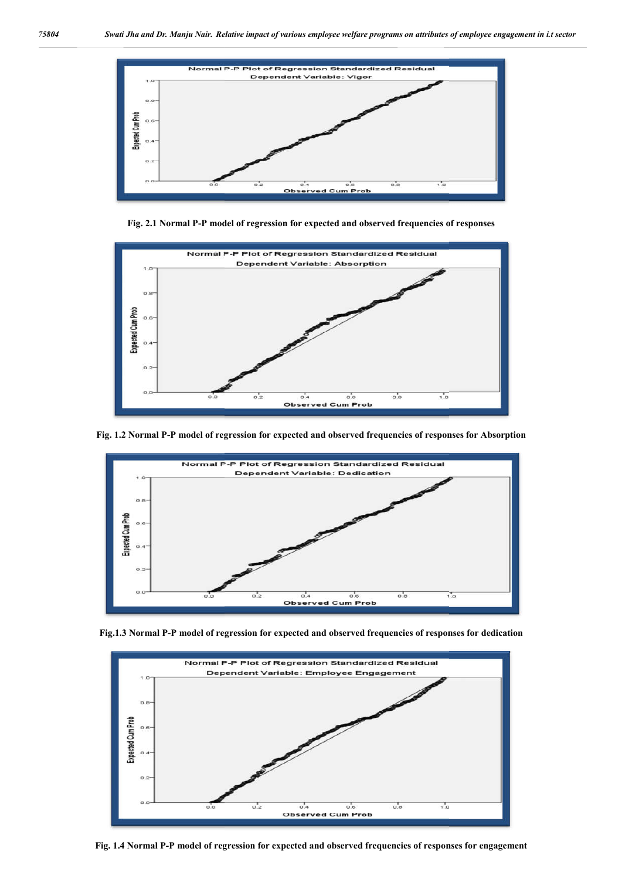Fig. 2.1 Normal P-P model of regression for expected and observed frequencies of responses

Fig. 1.2 Normal P-P model of regression for expected and observed frequencies of responses for Absorption

Fig.1.3 Normal P-P model of regression for expected and observed frequencies of responses for dedication

Fig. 1.4 Normal P-P model of regression for expected and observed frequencies of responses for engagement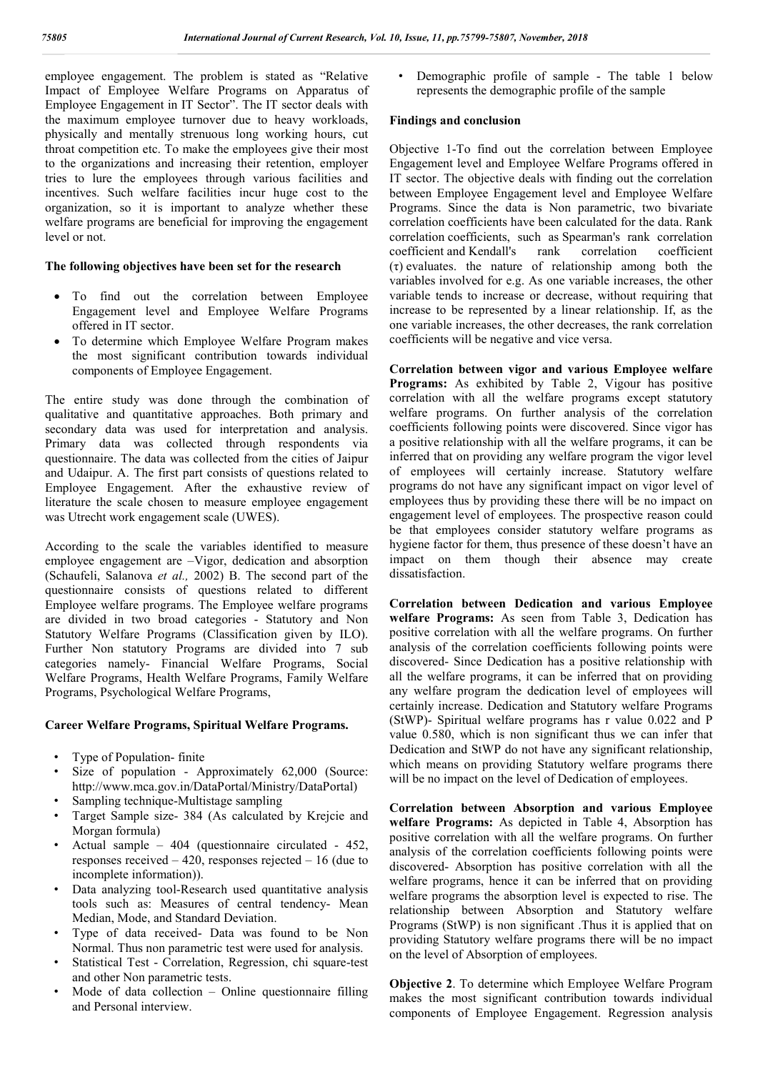employee engagement. The problem is stated as "Relative Impact of Employee Welfare Programs on Apparatus of Employee Engagement in IT Sector". The IT sector deals with the maximum employee turnover due to heavy workloads, physically and mentally strenuous long working hours, cut throat competition etc. To make the employees give their most to the organizations and increasing their retention, employer tries to lure the employees through various facilities and incentives. Such welfare facilities incur huge cost to the organization, so it is important to analyze whether these welfare programs are beneficial for improving the engagement level or not.

**The following objectives have been set for the research**

- To find out the correlation between Employee Engagement level and Employee Welfare Programs offered in IT sector.
- To determine which Employee Welfare Program makes the most significant contribution towards individual components of Employee Engagement.

The entire study was done through the combination of qualitative and quantitative approaches. Both primary and secondary data was used for interpretation and analysis. Primary data was collected through respondents via questionnaire. The data was collected from the cities of Jaipur and Udaipur. A. The first part consists of questions related to Employee Engagement. After the exhaustive review of literature the scale chosen to measure employee engagement was Utrecht work engagement scale (UWES).

According to the scale the variables identified to measure employee engagement are –Vigor, dedication and absorption (Schaufeli, Salanova *et al.,* 2002) B. The second part of the questionnaire consists of questions related to different Employee welfare programs. The Employee welfare programs are divided in two broad categories - Statutory and Non Statutory Welfare Programs (Classification given by ILO). Further Non statutory Programs are divided into 7 sub categories namely- Financial Welfare Programs, Social Welfare Programs, Health Welfare Programs, Family Welfare Programs, Psychological Welfare Programs,

**Career Welfare Programs, Spiritual Welfare Programs.**

- Type of Population- finite
- Size of population - Approximately 62,000 (Source: http://www.mca.gov.in/DataPortal/Ministry/DataPortal)
- Sampling technique-Multistage sampling
- Target Sample size- 384 (As calculated by Krejcie and Morgan formula)
- Actual sample – 404 (questionnaire circulated - 452, responses received – 420, responses rejected – 16 (due to incomplete information)).
- Data analyzing tool-Research used quantitative analysis tools such as: Measures of central tendency- Mean Median, Mode, and Standard Deviation.
- Type of data received- Data was found to be Non Normal. Thus non parametric test were used for analysis.
- Statistical Test - Correlation, Regression, chi square-test and other Non parametric tests.
- Mode of data collection – Online questionnaire filling and Personal interview.
- Demographic profile of sample - The table 1 below represents the demographic profile of the sample

**Findings and conclusion**

Objective 1-To find out the correlation between Employee Engagement level and Employee Welfare Programs offered in IT sector. The objective deals with finding out the correlation between Employee Engagement level and Employee Welfare Programs. Since the data is Non parametric, two bivariate correlation coefficients have been calculated for the data. Rank correlation coefficients, such as Spearman's rank correlation coefficient and Kendall's rank correlation coefficient ($\tau$) evaluates. the nature of relationship among both the variables involved for e.g. As one variable increases, the other variable tends to increase or decrease, without requiring that increase to be represented by a linear relationship. If, as the one variable increases, the other decreases, the rank correlation coefficients will be negative and vice versa.

**Correlation between vigor and various Employee welfare Programs:** As exhibited by Table 2, Vigour has positive correlation with all the welfare programs except statutory welfare programs. On further analysis of the correlation coefficients following points were discovered. Since vigor has a positive relationship with all the welfare programs, it can be inferred that on providing any welfare program the vigor level of employees will certainly increase. Statutory welfare programs do not have any significant impact on vigor level of employees thus by providing these there will be no impact on engagement level of employees. The prospective reason could be that employees consider statutory welfare programs as hygiene factor for them, thus presence of these doesn't have an impact on them though their absence may create dissatisfaction.

**Correlation between Dedication and various Employee welfare Programs:** As seen from Table 3, Dedication has positive correlation with all the welfare programs. On further analysis of the correlation coefficients following points were discovered- Since Dedication has a positive relationship with all the welfare programs, it can be inferred that on providing any welfare program the dedication level of employees will certainly increase. Dedication and Statutory welfare Programs (StWP)- Spiritual welfare programs has r value 0.022 and P value 0.580, which is non significant thus we can infer that Dedication and StWP do not have any significant relationship, which means on providing Statutory welfare programs there will be no impact on the level of Dedication of employees.

**Correlation between Absorption and various Employee welfare Programs:** As depicted in Table 4, Absorption has positive correlation with all the welfare programs. On further analysis of the correlation coefficients following points were discovered- Absorption has positive correlation with all the welfare programs, hence it can be inferred that on providing welfare programs the absorption level is expected to rise. The relationship between Absorption and Statutory welfare Programs (StWP) is non significant .Thus it is applied that on providing Statutory welfare programs there will be no impact on the level of Absorption of employees.

**Objective 2**. To determine which Employee Welfare Program makes the most significant contribution towards individual components of Employee Engagement. Regression analysis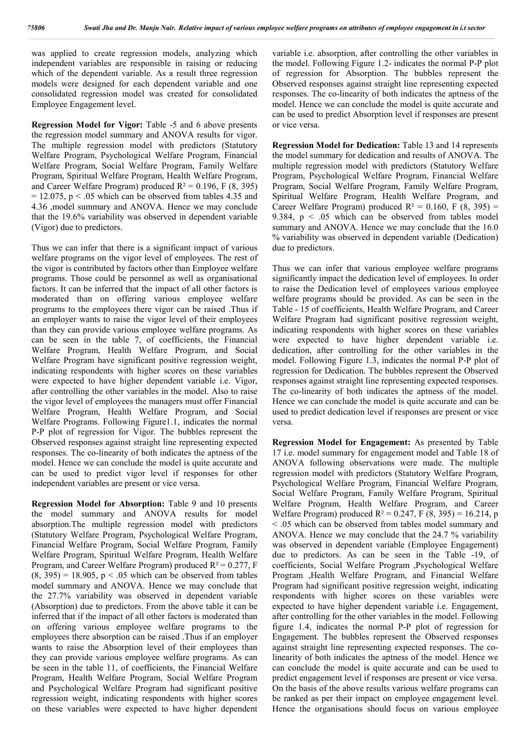was applied to create regression models, analyzing which independent variables are responsible in raising or reducing which of the dependent variable. As a result three regression models were designed for each dependent variable and one consolidated regression model was created for consolidated Employee Engagement level.

**Regression Model for Vigor:** Table -5 and 6 above presents the regression model summary and ANOVA results for vigor. The multiple regression model with predictors (Statutory Welfare Program, Psychological Welfare Program, Financial Welfare Program, Social Welfare Program, Family Welfare Program, Spiritual Welfare Program, Health Welfare Program, and Career Welfare Program) produced $R^2 = 0.196$, $F(8, 395) = 12.075$, $p < .05$ which can be observed from tables 4.35 and 4.36 ,model summary and ANOVA. Hence we may conclude that the 19.6% variability was observed in dependent variable (Vigor) due to predictors.

Thus we can infer that there is a significant impact of various welfare programs on the vigor level of employees. The rest of the vigor is contributed by factors other than Employee welfare programs. Those could be personnel as well as organisational factors. It can be inferred that the impact of all other factors is moderated than on offering various employee welfare programs to the employees there vigor can be raised .Thus if an employer wants to raise the vigor level of their employees than they can provide various employee welfare programs. As can be seen in the table 7, of coefficients, the Financial Welfare Program, Health Welfare Program, and Social Welfare Program have significant positive regression weight, indicating respondents with higher scores on these variables were expected to have higher dependent variable i.e. Vigor, after controlling the other variables in the model. Also to raise the vigor level of employees the managers must offer Financial Welfare Program, Health Welfare Program, and Social Welfare Programs. Following Figure1.1, indicates the normal P-P plot of regression for Vigor. The bubbles represent the Observed responses against straight line representing expected responses. The co-linearity of both indicates the aptness of the model. Hence we can conclude the model is quite accurate and can be used to predict vigor level if responses for other independent variables are present or vice versa.

**Regression Model for Absorption:** Table 9 and 10 presents the model summary and ANOVA results for model absorption.The multiple regression model with predictors (Statutory Welfare Program, Psychological Welfare Program, Financial Welfare Program, Social Welfare Program, Family Welfare Program, Spiritual Welfare Program, Health Welfare Program, and Career Welfare Program) produced $R^2 = 0.277$, $F(8, 395) = 18.905$, $p < .05$ which can be observed from tables model summary and ANOVA. Hence we may conclude that the 27.7% variability was observed in dependent variable (Absorption) due to predictors. From the above table it can be inferred that if the impact of all other factors is moderated than on offering various employee welfare programs to the employees there absorption can be raised .Thus if an employer wants to raise the Absorption level of their employees than they can provide various employee welfare programs. As can be seen in the table 11, of coefficients, the Financial Welfare Program, Health Welfare Program, Social Welfare Program and Psychological Welfare Program had significant positive regression weight, indicating respondents with higher scores on these variables were expected to have higher dependent variable i.e. absorption, after controlling the other variables in the model. Following Figure 1.2- indicates the normal P-P plot of regression for Absorption. The bubbles represent the Observed responses against straight line representing expected responses. The co-linearity of both indicates the aptness of the model. Hence we can conclude the model is quite accurate and can be used to predict Absorption level if responses are present or vice versa.

**Regression Model for Dedication:** Table 13 and 14 represents the model summary for dedication and results of ANOVA. The multiple regression model with predictors (Statutory Welfare Program, Psychological Welfare Program, Financial Welfare Program, Social Welfare Program, Family Welfare Program, Spiritual Welfare Program, Health Welfare Program, and Career Welfare Program) produced $R^2 = 0.160$, $F(8, 395) = 9.384$, $p < .05$ which can be observed from tables model summary and ANOVA. Hence we may conclude that the 16.0 % variability was observed in dependent variable (Dedication) due to predictors.

Thus we can infer that various employee welfare programs significantly impact the dedication level of employees. In order to raise the Dedication level of employees various employee welfare programs should be provided. As can be seen in the Table - 15 of coefficients, Health Welfare Program, and Career Welfare Program had significant positive regression weight, indicating respondents with higher scores on these variables were expected to have higher dependent variable i.e. dedication, after controlling for the other variables in the model. Following Figure 1.3, indicates the normal P-P plot of regression for Dedication. The bubbles represent the Observed responses against straight line representing expected responses. The co-linearity of both indicates the aptness of the model. Hence we can conclude the model is quite accurate and can be used to predict dedication level if responses are present or vice versa.

**Regression Model for Engagement:** As presented by Table 17 i.e. model summary for engagement model and Table 18 of ANOVA following observations were made. The multiple regression model with predictors (Statutory Welfare Program, Psychological Welfare Program, Financial Welfare Program, Social Welfare Program, Family Welfare Program, Spiritual Welfare Program, Health Welfare Program, and Career Welfare Program) produced $R^2 = 0.247$, $F(8, 395) = 16.214$, $p < .05$ which can be observed from tables model summary and ANOVA. Hence we may conclude that the 24.7 % variability was observed in dependent variable (Employee Engagement) due to predictors. As can be seen in the Table -19, of coefficients, Social Welfare Program ,Psychological Welfare Program ,Health Welfare Program, and Financial Welfare Program had significant positive regression weight, indicating respondents with higher scores on these variables were expected to have higher dependent variable i.e. Engagement, after controlling for the other variables in the model. Following figure 1.4, indicates the normal P-P plot of regression for Engagement. The bubbles represent the Observed responses against straight line representing expected responses. The co-linearity of both indicates the aptness of the model. Hence we can conclude the model is quite accurate and can be used to predict engagement level if responses are present or vice versa. On the basis of the above results various welfare programs can be ranked as per their impact on employee engagement level. Hence the organisations should focus on various employee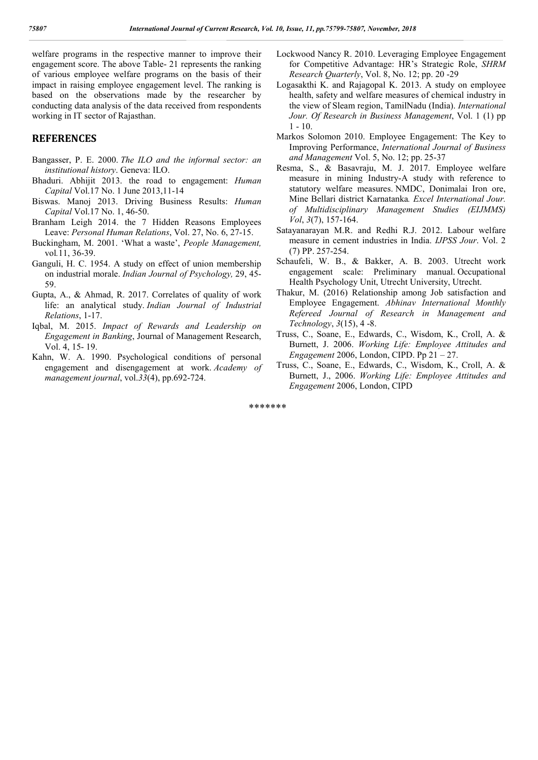welfare programs in the respective manner to improve their engagement score. The above Table- 21 represents the ranking of various employee welfare programs on the basis of their impact in raising employee engagement level. The ranking is based on the observations made by the researcher by conducting data analysis of the data received from respondents working in IT sector of Rajasthan.

## REFERENCES

Bangasser, P. E. 2000. *The ILO and the informal sector: an institutional history*. Geneva: ILO.

Bhaduri. Abhijit 2013. the road to engagement: *Human Capital* Vol.17 No. 1 June 2013,11-14

Biswas. Manoj 2013. Driving Business Results: *Human Capital* Vol.17 No. 1, 46-50.

Branham Leigh 2014. the 7 Hidden Reasons Employees Leave: *Personal Human Relations*, Vol. 27, No. 6, 27-15.

Buckingham, M. 2001. 'What a waste', *People Management,* vol.11, 36-39.

Ganguli, H. C. 1954. A study on effect of union membership on industrial morale. *Indian Journal of Psychology,* 29, 45-59.

Gupta, A., & Ahmad, R. 2017. Correlates of quality of work life: an analytical study. *Indian Journal of Industrial Relations*, 1-17.

Iqbal, M. 2015. *Impact of Rewards and Leadership on Engagement in Banking*, Journal of Management Research, Vol. 4, 15- 19.

Kahn, W. A. 1990. Psychological conditions of personal engagement and disengagement at work. *Academy of management journal*, vol.*33*(4), pp.692-724.

Lockwood Nancy R. 2010. Leveraging Employee Engagement for Competitive Advantage: HR's Strategic Role, *SHRM Research Quarterly*, Vol. 8, No. 12; pp. 20 -29

Logasakthi K. and Rajagopal K. 2013. A study on employee health, safety and welfare measures of chemical industry in the view of Sleam region, TamilNadu (India). *International Jour. Of Research in Business Management*, Vol. 1 (1) pp 1 - 10.

Markos Solomon 2010. Employee Engagement: The Key to Improving Performance, *International Journal of Business and Management* Vol. 5, No. 12; pp. 25-37

Resma, S., & Basavraju, M. J. 2017. Employee welfare measure in mining Industry-A study with reference to statutory welfare measures. NMDC, Donimalai Iron ore, Mine Bellari district Karnatanka*. Excel International Jour. of Multidisciplinary Management Studies (EIJMMS) Vol*, *3*(7), 157-164.

Satayanarayan M.R. and Redhi R.J. 2012. Labour welfare measure in cement industries in India. *IJPSS Jour*. Vol. 2 (7) PP. 257-254.

Schaufeli, W. B., & Bakker, A. B. 2003. Utrecht work engagement scale: Preliminary manual. Occupational Health Psychology Unit, Utrecht University, Utrecht.

Thakur, M. (2016) Relationship among Job satisfaction and Employee Engagement. *Abhinav International Monthly Refereed Journal of Research in Management and Technology*, *3*(15), 4 -8.

Truss, C., Soane, E., Edwards, C., Wisdom, K., Croll, A. & Burnett, J. 2006. *Working Life: Employee Attitudes and Engagement* 2006, London, CIPD. Pp 21 – 27.

Truss, C., Soane, E., Edwards, C., Wisdom, K., Croll, A. & Burnett, J., 2006. *Working Life: Employee Attitudes and Engagement* 2006, London, CIPD

*******